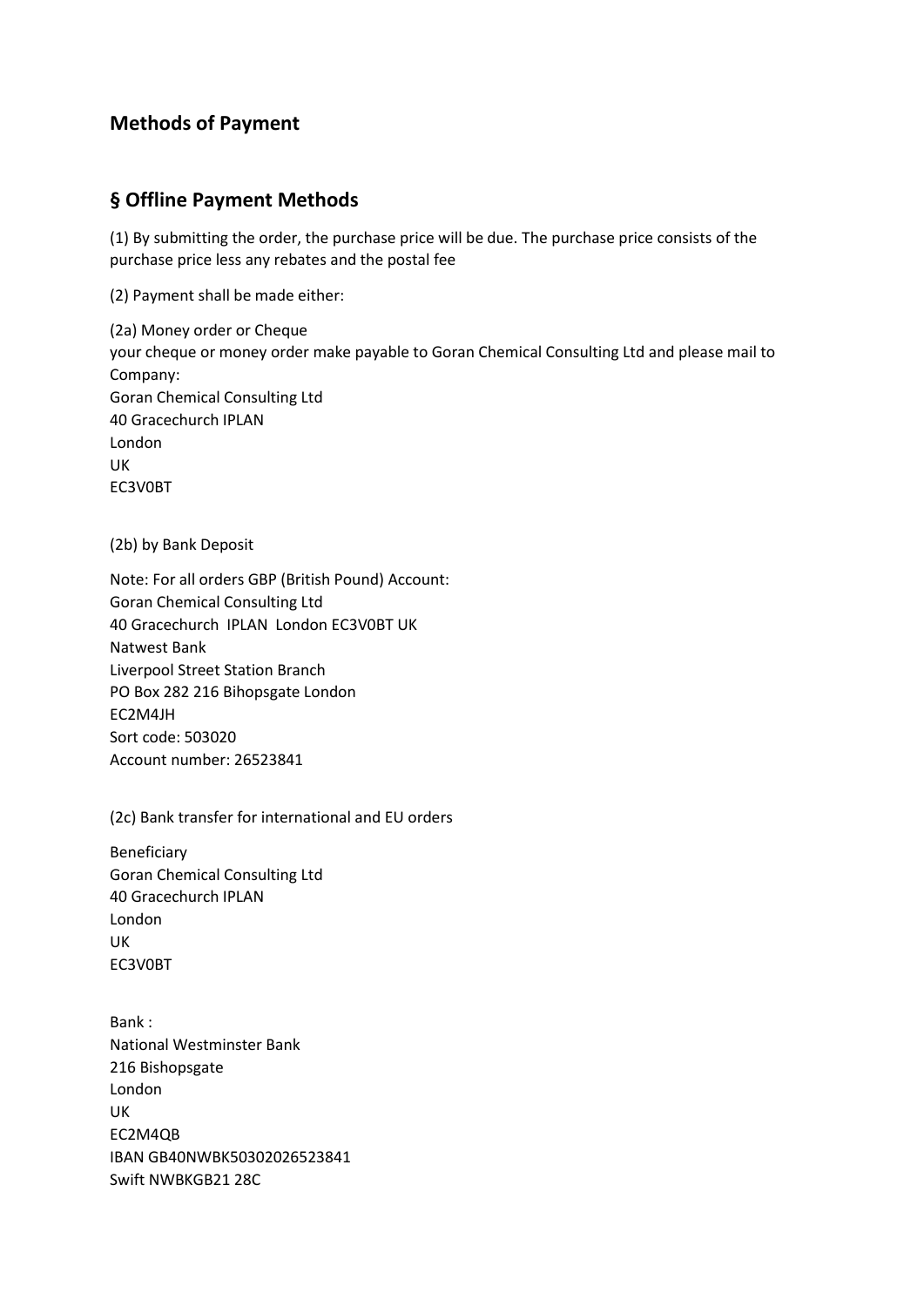## Methods of Payment

## § Offline Payment Methods

(1) By submitting the order, the purchase price will be due. The purchase price consists of the purchase price less any rebates and the postal fee

(2) Payment shall be made either:

(2a) Money order or Cheque
your cheque or money order make payable to Goran Chemical Consulting Ltd and please mail to Company:
Goran Chemical Consulting Ltd
40 Gracechurch IPLAN
London
UK
EC3V0BT

(2b) by Bank Deposit

Note: For all orders GBP (British Pound) Account:
Goran Chemical Consulting Ltd
40 Gracechurch IPLAN London EC3V0BT UK
Natwest Bank
Liverpool Street Station Branch
PO Box 282 216 Bihopsgate London
EC2M4JH
Sort code: 503020
Account number: 26523841

(2c) Bank transfer for international and EU orders

Beneficiary
Goran Chemical Consulting Ltd
40 Gracechurch IPLAN
London
UK
EC3V0BT

Bank :
National Westminster Bank
216 Bishopsgate
London
UK
EC2M4QB
IBAN GB40NWBK50302026523841
Swift NWBKGB21 28C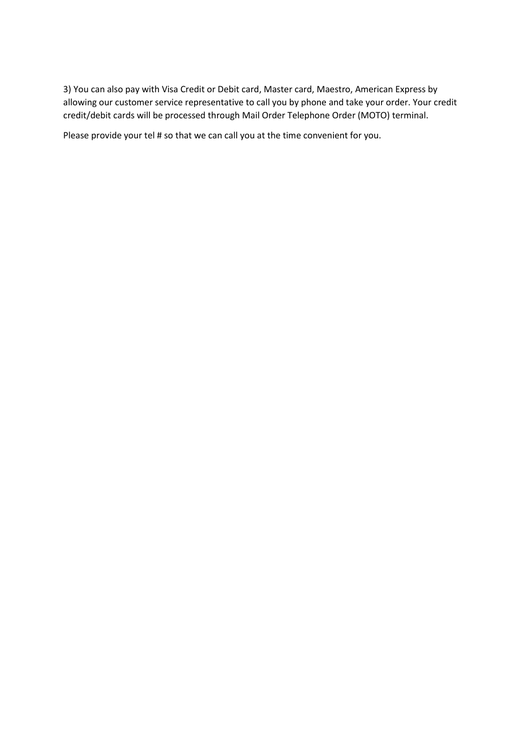3) You can also pay with Visa Credit or Debit card, Master card, Maestro, American Express by allowing our customer service representative to call you by phone and take your order. Your credit credit/debit cards will be processed through Mail Order Telephone Order (MOTO) terminal.

Please provide your tel # so that we can call you at the time convenient for you.